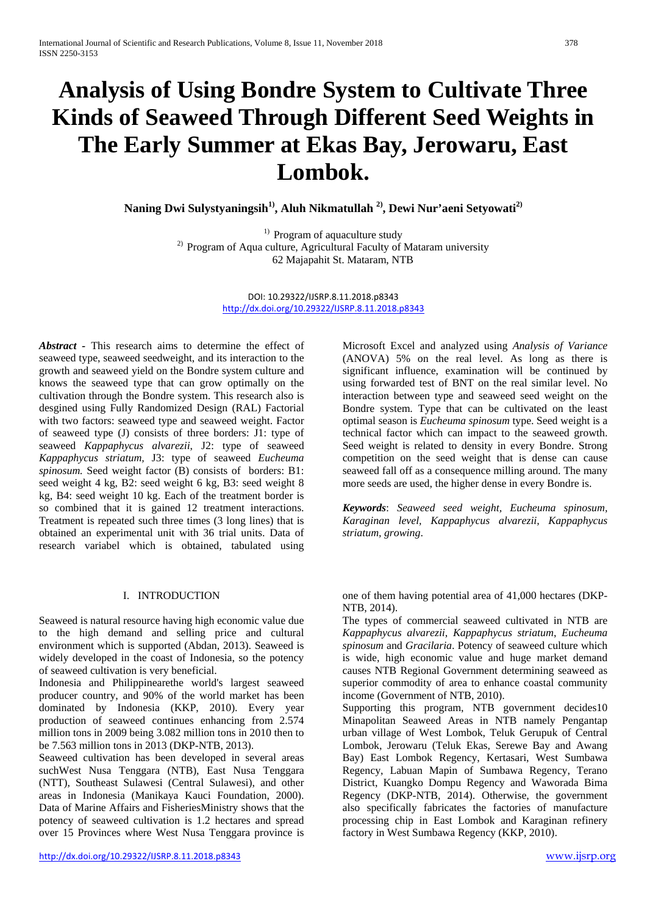# Analysis of Using Bondre System to Cultivate Three Kinds of Seaweed Through Different Seed Weights in The Early Summer at Ekas Bay, Jerowaru, East Lombok.

**Naning Dwi Sulystyaningsih[1], Aluh Nikmatullah [2], Dewi Nur'aeni Setyowati[2]**

[1] Program of aquaculture study
[2] Program of Aqua culture, Agricultural Faculty of Mataram university
62 Majapahit St. Mataram, NTB

DOI: 10.29322/IJSRP.8.11.2018.p8343
http://dx.doi.org/10.29322/IJSRP.8.11.2018.p8343

***Abstract*** - This research aims to determine the effect of seaweed type, seaweed seedweight, and its interaction to the growth and seaweed yield on the Bondre system culture and knows the seaweed type that can grow optimally on the cultivation through the Bondre system. This research also is desgined using Fully Randomized Design (RAL) Factorial with two factors: seaweed type and seaweed weight. Factor of seaweed type (J) consists of three borders: J1: type of seaweed *Kappaphycus alvarezii*, J2: type of seaweed *Kappaphycus striatum*, J3: type of seaweed *Eucheuma spinosum.* Seed weight factor (B) consists of borders: B1: seed weight 4 kg, B2: seed weight 6 kg, B3: seed weight 8 kg, B4: seed weight 10 kg. Each of the treatment border is so combined that it is gained 12 treatment interactions. Treatment is repeated such three times (3 long lines) that is obtained an experimental unit with 36 trial units. Data of research variabel which is obtained, tabulated using Microsoft Excel and analyzed using *Analysis of Variance* (ANOVA) 5% on the real level. As long as there is significant influence, examination will be continued by using forwarded test of BNT on the real similar level. No interaction between type and seaweed seed weight on the Bondre system. Type that can be cultivated on the least optimal season is *Eucheuma spinosum* type. Seed weight is a technical factor which can impact to the seaweed growth. Seed weight is related to density in every Bondre. Strong competition on the seed weight that is dense can cause seaweed fall off as a consequence milling around. The many more seeds are used, the higher dense in every Bondre is.

***Keywords***: *Seaweed seed weight, Eucheuma spinosum, Karaginan level, Kappaphycus alvarezii, Kappaphycus striatum, growing*.

## I. INTRODUCTION

Seaweed is natural resource having high economic value due to the high demand and selling price and cultural environment which is supported (Abdan, 2013). Seaweed is widely developed in the coast of Indonesia, so the potency of seaweed cultivation is very beneficial.

Indonesia and Philippinearethe world's largest seaweed producer country, and 90% of the world market has been dominated by Indonesia (KKP, 2010). Every year production of seaweed continues enhancing from 2.574 million tons in 2009 being 3.082 million tons in 2010 then to be 7.563 million tons in 2013 (DKP-NTB, 2013).

Seaweed cultivation has been developed in several areas suchWest Nusa Tenggara (NTB), East Nusa Tenggara (NTT), Southeast Sulawesi (Central Sulawesi), and other areas in Indonesia (Manikaya Kauci Foundation, 2000). Data of Marine Affairs and FisheriesMinistry shows that the potency of seaweed cultivation is 1.2 hectares and spread over 15 Provinces where West Nusa Tenggara province is one of them having potential area of 41,000 hectares (DKP-NTB, 2014).

The types of commercial seaweed cultivated in NTB are *Kappaphycus alvarezii*, *Kappaphycus striatum*, *Eucheuma spinosum* and *Gracilaria*. Potency of seaweed culture which is wide, high economic value and huge market demand causes NTB Regional Government determining seaweed as superior commodity of area to enhance coastal community income (Government of NTB, 2010).

Supporting this program, NTB government decides10 Minapolitan Seaweed Areas in NTB namely Pengantap urban village of West Lombok, Teluk Gerupuk of Central Lombok, Jerowaru (Teluk Ekas, Serewe Bay and Awang Bay) East Lombok Regency, Kertasari, West Sumbawa Regency, Labuan Mapin of Sumbawa Regency, Terano District, Kuangko Dompu Regency and Waworada Bima Regency (DKP-NTB, 2014). Otherwise, the government also specifically fabricates the factories of manufacture processing chip in East Lombok and Karaginan refinery factory in West Sumbawa Regency (KKP, 2010).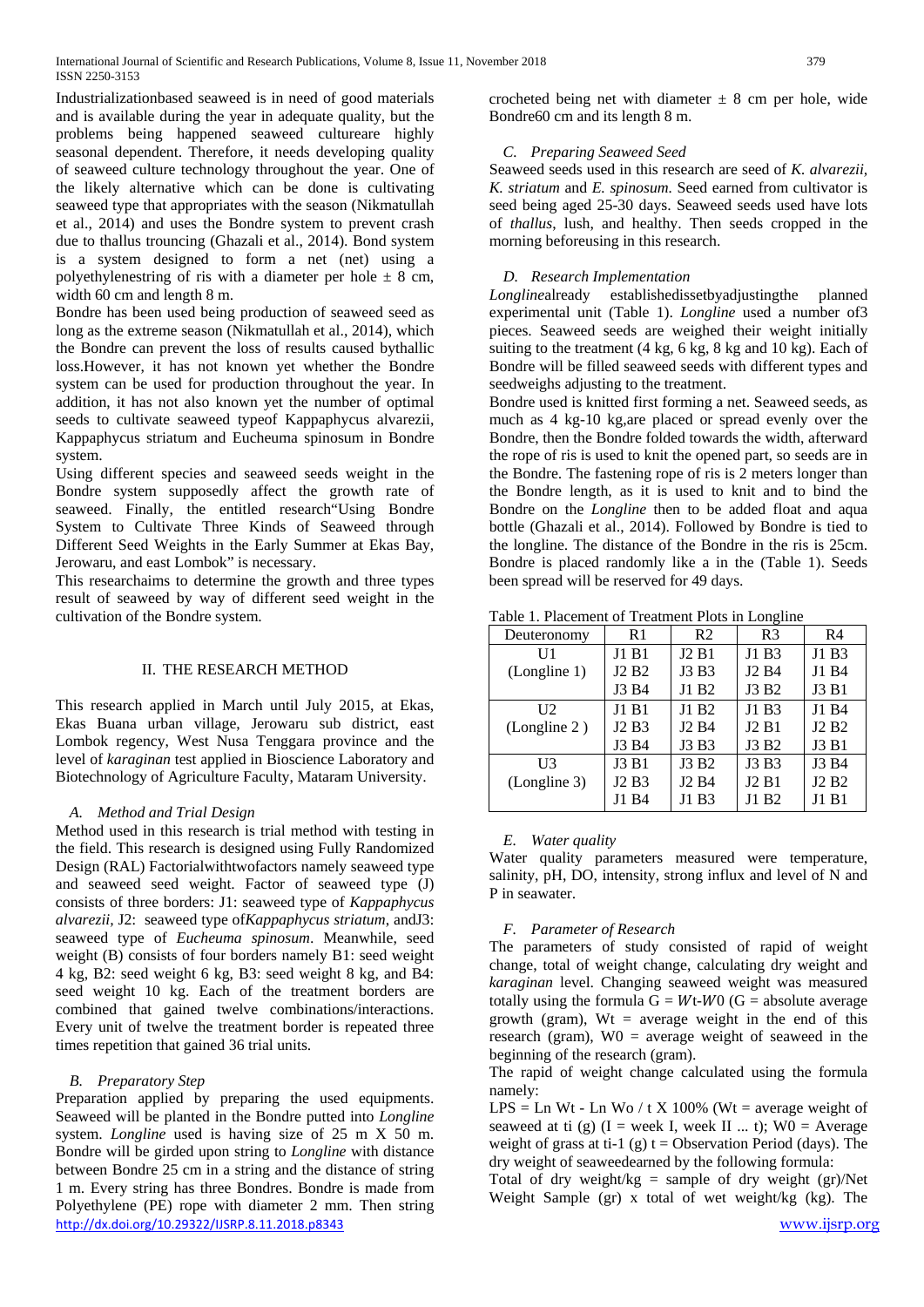Industrializationbased seaweed is in need of good materials and is available during the year in adequate quality, but the problems being happened seaweed cultureare highly seasonal dependent. Therefore, it needs developing quality of seaweed culture technology throughout the year. One of the likely alternative which can be done is cultivating seaweed type that appropriates with the season (Nikmatullah et al., 2014) and uses the Bondre system to prevent crash due to thallus trouncing (Ghazali et al., 2014). Bond system is a system designed to form a net (net) using a polyethylenestring of ris with a diameter per hole ± 8 cm, width 60 cm and length 8 m.

Bondre has been used being production of seaweed seed as long as the extreme season (Nikmatullah et al., 2014), which the Bondre can prevent the loss of results caused bythallic loss.However, it has not known yet whether the Bondre system can be used for production throughout the year. In addition, it has not also known yet the number of optimal seeds to cultivate seaweed typeof Kappaphycus alvarezii, Kappaphycus striatum and Eucheuma spinosum in Bondre system.

Using different species and seaweed seeds weight in the Bondre system supposedly affect the growth rate of seaweed. Finally, the entitled research"Using Bondre System to Cultivate Three Kinds of Seaweed through Different Seed Weights in the Early Summer at Ekas Bay, Jerowaru, and east Lombok" is necessary.

This researchaims to determine the growth and three types result of seaweed by way of different seed weight in the cultivation of the Bondre system.

## II. THE RESEARCH METHOD

This research applied in March until July 2015, at Ekas, Ekas Buana urban village, Jerowaru sub district, east Lombok regency, West Nusa Tenggara province and the level of *karaginan* test applied in Bioscience Laboratory and Biotechnology of Agriculture Faculty, Mataram University.

### *A. Method and Trial Design*

Method used in this research is trial method with testing in the field. This research is designed using Fully Randomized Design (RAL) Factorialwithtwofactors namely seaweed type and seaweed seed weight. Factor of seaweed type (J) consists of three borders: J1: seaweed type of *Kappaphycus alvarezii*, J2: seaweed type of*Kappaphycus striatum*, andJ3: seaweed type of *Eucheuma spinosum*. Meanwhile, seed weight (B) consists of four borders namely B1: seed weight 4 kg, B2: seed weight 6 kg, B3: seed weight 8 kg, and B4: seed weight 10 kg. Each of the treatment borders are combined that gained twelve combinations/interactions. Every unit of twelve the treatment border is repeated three times repetition that gained 36 trial units.

### *B. Preparatory Step*

Preparation applied by preparing the used equipments. Seaweed will be planted in the Bondre putted into *Longline* system. *Longline* used is having size of 25 m X 50 m. Bondre will be girded upon string to *Longline* with distance between Bondre 25 cm in a string and the distance of string 1 m. Every string has three Bondres. Bondre is made from Polyethylene (PE) rope with diameter 2 mm. Then string crocheted being net with diameter ± 8 cm per hole, wide Bondre60 cm and its length 8 m.

### *C. Preparing Seaweed Seed*

Seaweed seeds used in this research are seed of *K. alvarezii, K. striatum* and *E. spinosum.* Seed earned from cultivator is seed being aged 25-30 days. Seaweed seeds used have lots of *thallus*, lush, and healthy. Then seeds cropped in the morning beforeusing in this research.

### *D. Research Implementation*

*Longline*already establishedissetbyadjustingthe planned experimental unit (Table 1). *Longline* used a number of3 pieces. Seaweed seeds are weighed their weight initially suiting to the treatment (4 kg, 6 kg, 8 kg and 10 kg). Each of Bondre will be filled seaweed seeds with different types and seedweighs adjusting to the treatment.

Bondre used is knitted first forming a net. Seaweed seeds, as much as 4 kg-10 kg,are placed or spread evenly over the Bondre, then the Bondre folded towards the width, afterward the rope of ris is used to knit the opened part, so seeds are in the Bondre. The fastening rope of ris is 2 meters longer than the Bondre length, as it is used to knit and to bind the Bondre on the *Longline* then to be added float and aqua bottle (Ghazali et al., 2014). Followed by Bondre is tied to the longline. The distance of the Bondre in the ris is 25cm. Bondre is placed randomly like a in the (Table 1). Seeds been spread will be reserved for 49 days.

Table 1. Placement of Treatment Plots in Longline

| Deuteronomy | R1 | R2 | R3 | R4 |
|---|---|---|---|---|
| U1 | J1 B1 | J2 B1 | J1 B3 | J1 B3 |
| (Longline 1) | J2 B2 | J3 B3 | J2 B4 | J1 B4 |
| | J3 B4 | J1 B2 | J3 B2 | J3 B1 |
| U2 | J1 B1 | J1 B2 | J1 B3 | J1 B4 |
| (Longline 2 ) | J2 B3 | J2 B4 | J2 B1 | J2 B2 |
| | J3 B4 | J3 B3 | J3 B2 | J3 B1 |
| U3 | J3 B1 | J3 B2 | J3 B3 | J3 B4 |
| (Longline 3) | J2 B3 | J2 B4 | J2 B1 | J2 B2 |
| | J1 B4 | J1 B3 | J1 B2 | J1 B1 |

### *E. Water quality*

Water quality parameters measured were temperature, salinity, pH, DO, intensity, strong influx and level of N and P in seawater.

### *F. Parameter of Research*

The parameters of study consisted of rapid of weight change, total of weight change, calculating dry weight and *karaginan* level. Changing seaweed weight was measured totally using the formula $G = Wt\text{-}W0$ (G = absolute average growth (gram), Wt = average weight in the end of this research (gram), W0 = average weight of seaweed in the beginning of the research (gram).

The rapid of weight change calculated using the formula namely:

LPS = Ln Wt - Ln Wo / t X 100% (Wt = average weight of seaweed at ti (g) (I = week I, week II ... t); W0 = Average weight of grass at ti-1 (g) t = Observation Period (days). The dry weight of seaweedearned by the following formula:

Total of dry weight/kg = sample of dry weight (gr)/Net Weight Sample (gr) x total of wet weight/kg (kg). The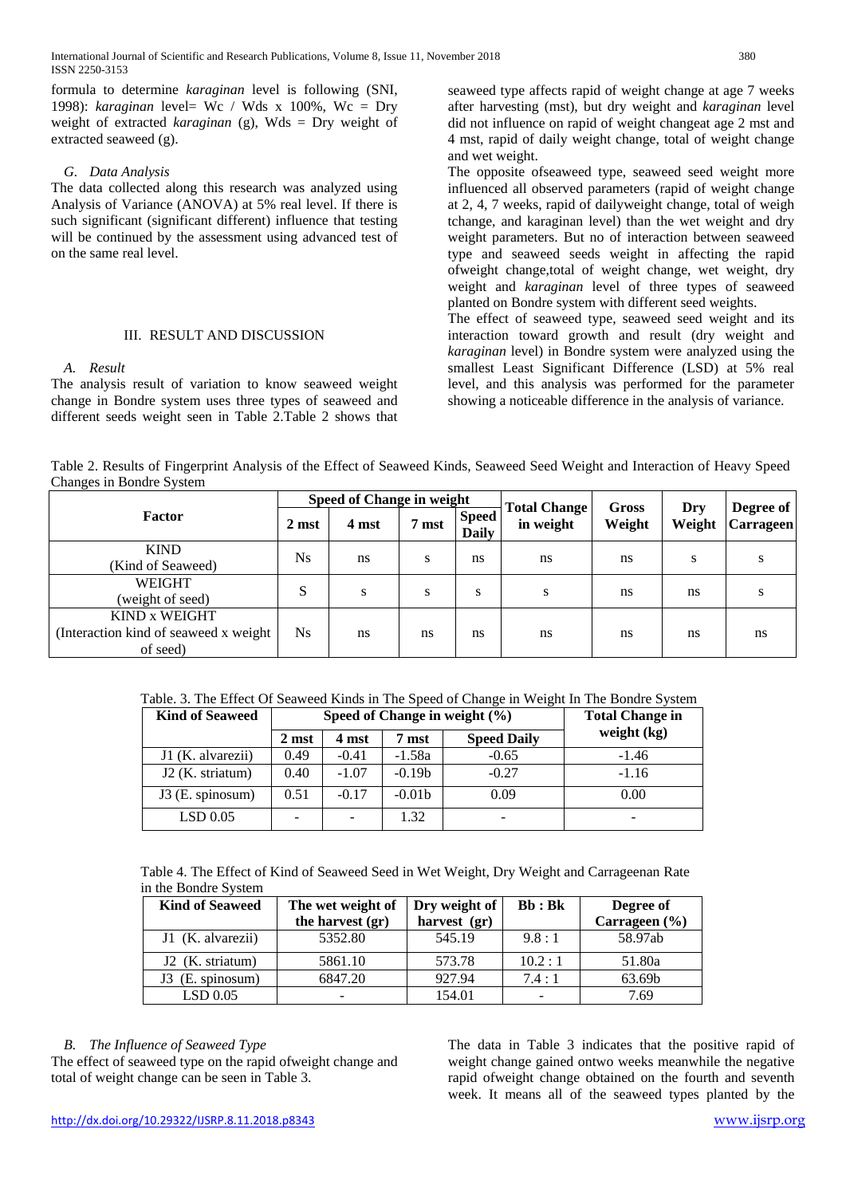formula to determine *karaginan* level is following (SNI, 1998): *karaginan* level= Wc / Wds x 100%, Wc = Dry weight of extracted *karaginan* (g), Wds = Dry weight of extracted seaweed (g).

### *G. Data Analysis*

The data collected along this research was analyzed using Analysis of Variance (ANOVA) at 5% real level. If there is such significant (significant different) influence that testing will be continued by the assessment using advanced test of on the same real level.

## III. RESULT AND DISCUSSION

### *A. Result*

The analysis result of variation to know seaweed weight change in Bondre system uses three types of seaweed and different seeds weight seen in Table 2.Table 2 shows that seaweed type affects rapid of weight change at age 7 weeks after harvesting (mst), but dry weight and *karaginan* level did not influence on rapid of weight changeat age 2 mst and 4 mst, rapid of daily weight change, total of weight change and wet weight.

The opposite ofseaweed type, seaweed seed weight more influenced all observed parameters (rapid of weight change at 2, 4, 7 weeks, rapid of dailyweight change, total of weigh tchange, and karaginan level) than the wet weight and dry weight parameters. But no of interaction between seaweed type and seaweed seeds weight in affecting the rapid ofweight change,total of weight change, wet weight, dry weight and *karaginan* level of three types of seaweed planted on Bondre system with different seed weights.

The effect of seaweed type, seaweed seed weight and its interaction toward growth and result (dry weight and *karaginan* level) in Bondre system were analyzed using the smallest Least Significant Difference (LSD) at 5% real level, and this analysis was performed for the parameter showing a noticeable difference in the analysis of variance.

Table 2. Results of Fingerprint Analysis of the Effect of Seaweed Kinds, Seaweed Seed Weight and Interaction of Heavy Speed Changes in Bondre System

| Factor | Speed of Change in weight | | | | Total Change in weight | Gross Weight | Dry Weight | Degree of Carrageen |
|---|---|---|---|---|---|---|---|---|
| | 2 mst | 4 mst | 7 mst | Speed Daily | | | | |
| KIND (Kind of Seaweed) | Ns | ns | s | ns | ns | ns | s | s |
| WEIGHT (weight of seed) | S | s | s | s | s | ns | ns | s |
| KIND x WEIGHT (Interaction kind of seaweed x weight of seed) | Ns | ns | ns | ns | ns | ns | ns | ns |

Table. 3. The Effect Of Seaweed Kinds in The Speed of Change in Weight In The Bondre System

| Kind of Seaweed | Speed of Change in weight (%) | | | | Total Change in weight (kg) |
|---|---|---|---|---|---|
| | 2 mst | 4 mst | 7 mst | Speed Daily | |
| J1 (K. alvarezii) | 0.49 | -0.41 | -1.58a | -0.65 | -1.46 |
| J2 (K. striatum) | 0.40 | -1.07 | -0.19b | -0.27 | -1.16 |
| J3 (E. spinosum) | 0.51 | -0.17 | -0.01b | 0.09 | 0.00 |
| LSD 0.05 | - | - | 1.32 | - | - |

Table 4. The Effect of Kind of Seaweed Seed in Wet Weight, Dry Weight and Carrageenan Rate in the Bondre System

| Kind of Seaweed | The wet weight of the harvest (gr) | Dry weight of harvest (gr) | Bb : Bk | Degree of Carrageen (%) |
|---|---|---|---|---|
| J1 (K. alvarezii) | 5352.80 | 545.19 | 9.8 : 1 | 58.97ab |
| J2 (K. striatum) | 5861.10 | 573.78 | 10.2 : 1 | 51.80a |
| J3 (E. spinosum) | 6847.20 | 927.94 | 7.4 : 1 | 63.69b |
| LSD 0.05 | - | 154.01 | - | 7.69 |

### *B. The Influence of Seaweed Type*

The effect of seaweed type on the rapid ofweight change and total of weight change can be seen in Table 3.

The data in Table 3 indicates that the positive rapid of weight change gained ontwo weeks meanwhile the negative rapid ofweight change obtained on the fourth and seventh week. It means all of the seaweed types planted by the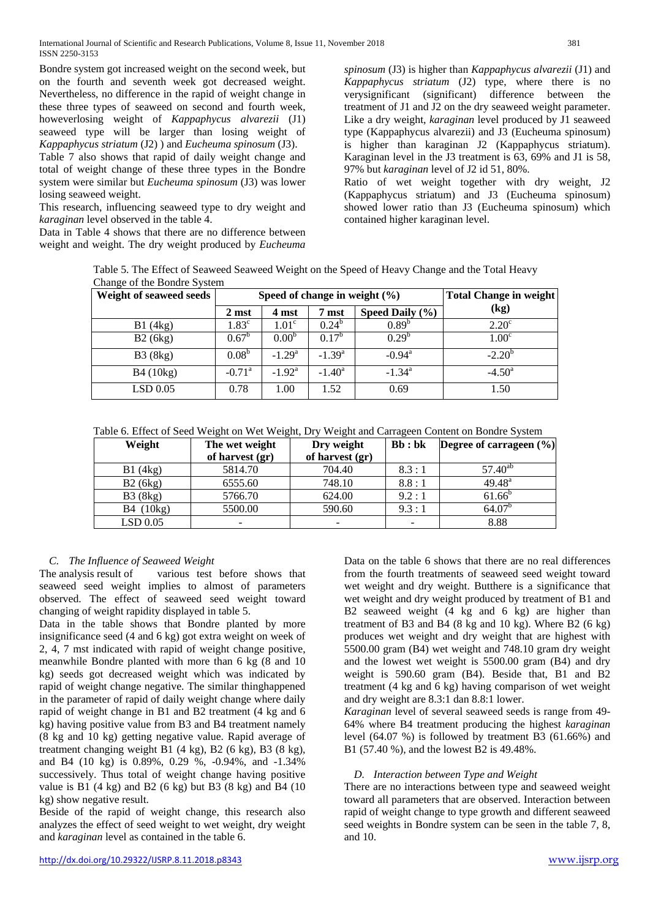Bondre system got increased weight on the second week, but on the fourth and seventh week got decreased weight. Nevertheless, no difference in the rapid of weight change in these three types of seaweed on second and fourth week, howeverlosing weight of *Kappaphycus alvarezii* (J1) seaweed type will be larger than losing weight of *Kappaphycus striatum* (J2) ) and *Eucheuma spinosum* (J3).

Table 7 also shows that rapid of daily weight change and total of weight change of these three types in the Bondre system were similar but *Eucheuma spinosum* (J3) was lower losing seaweed weight.

This research, influencing seaweed type to dry weight and *karaginan* level observed in the table 4.

Data in Table 4 shows that there are no difference between weight and weight. The dry weight produced by *Eucheuma spinosum* (J3) is higher than *Kappaphycus alvarezii* (J1) and *Kappaphycus striatum* (J2) type, where there is no verysignificant (significant) difference between the treatment of J1 and J2 on the dry seaweed weight parameter. Like a dry weight, *karaginan* level produced by J1 seaweed type (Kappaphycus alvarezii) and J3 (Eucheuma spinosum) is higher than karaginan J2 (Kappaphycus striatum). Karaginan level in the J3 treatment is 63, 69% and J1 is 58, 97% but *karaginan* level of J2 id 51, 80%.

Ratio of wet weight together with dry weight, J2 (Kappaphycus striatum) and J3 (Eucheuma spinosum) showed lower ratio than J3 (Eucheuma spinosum) which contained higher karaginan level.

Table 5. The Effect of Seaweed Seaweed Weight on the Speed of Heavy Change and the Total Heavy Change of the Bondre System

| Weight of seaweed seeds | Speed of change in weight (%) | | | | Total Change in weight (kg) |
|---|---|---|---|---|---|
| | 2 mst | 4 mst | 7 mst | Speed Daily (%) | |
| B1 (4kg) | $1.83^{c}$ | $1.01^{c}$ | $0.24^{b}$ | $0.89^{b}$ | $2.20^{c}$ |
| B2 (6kg) | $0.67^{b}$ | $0.00^{b}$ | $0.17^{b}$ | $0.29^{b}$ | $1.00^{c}$ |
| B3 (8kg) | $0.08^{b}$ | $-1.29^{a}$ | $-1.39^{a}$ | $-0.94^{a}$ | $-2.20^{b}$ |
| B4 (10kg) | $-0.71^{a}$ | $-1.92^{a}$ | $-1.40^{a}$ | $-1.34^{a}$ | $-4.50^{a}$ |
| LSD 0.05 | 0.78 | 1.00 | 1.52 | 0.69 | 1.50 |

Table 6. Effect of Seed Weight on Wet Weight, Dry Weight and Carrageen Content on Bondre System

| Weight | The wet weight of harvest (gr) | Dry weight of harvest (gr) | Bb : bk | Degree of carrageen (%) |
|---|---|---|---|---|
| B1 (4kg) | 5814.70 | 704.40 | 8.3 : 1 | $57.40^{ab}$ |
| B2 (6kg) | 6555.60 | 748.10 | 8.8 : 1 | $49.48^{a}$ |
| B3 (8kg) | 5766.70 | 624.00 | 9.2 : 1 | $61.66^{b}$ |
| B4 (10kg) | 5500.00 | 590.60 | 9.3 : 1 | $64.07^{b}$ |
| LSD 0.05 | - | - | - | 8.88 |

### C. The Influence of Seaweed Weight

The analysis result of various test before shows that seaweed seed weight implies to almost of parameters observed. The effect of seaweed seed weight toward changing of weight rapidity displayed in table 5.

Data in the table shows that Bondre planted by more insignificance seed (4 and 6 kg) got extra weight on week of 2, 4, 7 mst indicated with rapid of weight change positive, meanwhile Bondre planted with more than 6 kg (8 and 10 kg) seeds got decreased weight which was indicated by rapid of weight change negative. The similar thinghappened in the parameter of rapid of daily weight change where daily rapid of weight change in B1 and B2 treatment (4 kg and 6 kg) having positive value from B3 and B4 treatment namely (8 kg and 10 kg) getting negative value. Rapid average of treatment changing weight B1 (4 kg), B2 (6 kg), B3 (8 kg), and B4 (10 kg) is 0.89%, 0.29 %, -0.94%, and -1.34% successively. Thus total of weight change having positive value is B1 (4 kg) and B2 (6 kg) but B3 (8 kg) and B4 (10 kg) show negative result.

Beside of the rapid of weight change, this research also analyzes the effect of seed weight to wet weight, dry weight and *karaginan* level as contained in the table 6.

Data on the table 6 shows that there are no real differences from the fourth treatments of seaweed seed weight toward wet weight and dry weight. Butthere is a significance that wet weight and dry weight produced by treatment of B1 and B2 seaweed weight (4 kg and 6 kg) are higher than treatment of B3 and B4 (8 kg and 10 kg). Where B2 (6 kg) produces wet weight and dry weight that are highest with 5500.00 gram (B4) wet weight and 748.10 gram dry weight and the lowest wet weight is 5500.00 gram (B4) and dry weight is 590.60 gram (B4). Beside that, B1 and B2 treatment (4 kg and 6 kg) having comparison of wet weight and dry weight are 8.3:1 dan 8.8:1 lower.

*Karaginan* level of several seaweed seeds is range from 49-64% where B4 treatment producing the highest *karaginan* level (64.07 %) is followed by treatment B3 (61.66%) and B1 (57.40 %), and the lowest B2 is 49.48%.

### D. Interaction between Type and Weight

There are no interactions between type and seaweed weight toward all parameters that are observed. Interaction between rapid of weight change to type growth and different seaweed seed weights in Bondre system can be seen in the table 7, 8, and 10.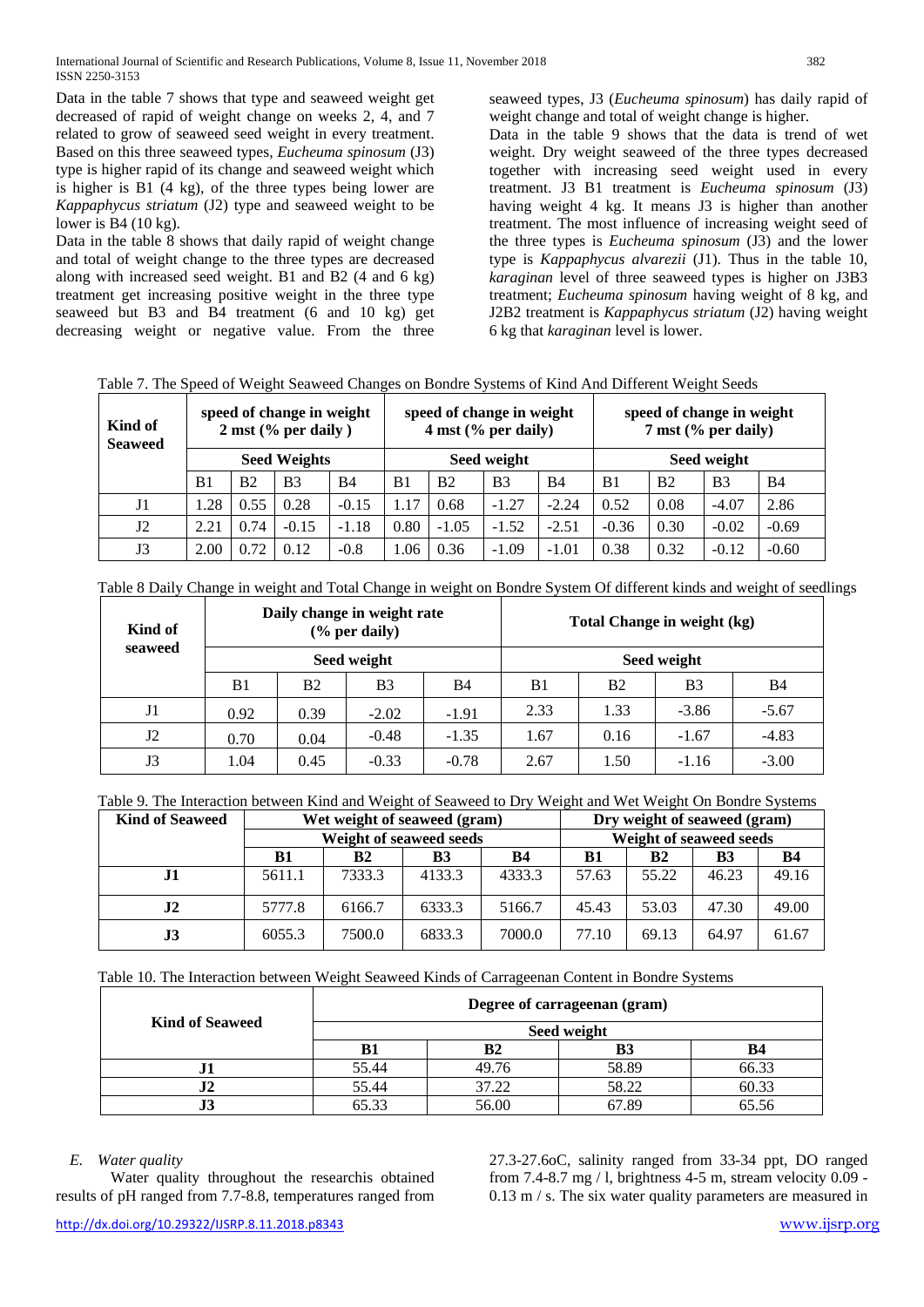Data in the table 7 shows that type and seaweed weight get decreased of rapid of weight change on weeks 2, 4, and 7 related to grow of seaweed seed weight in every treatment. Based on this three seaweed types, *Eucheuma spinosum* (J3) type is higher rapid of its change and seaweed weight which is higher is B1 (4 kg), of the three types being lower are *Kappaphycus striatum* (J2) type and seaweed weight to be lower is B4 (10 kg).

Data in the table 8 shows that daily rapid of weight change and total of weight change to the three types are decreased along with increased seed weight. B1 and B2 (4 and 6 kg) treatment get increasing positive weight in the three type seaweed but B3 and B4 treatment (6 and 10 kg) get decreasing weight or negative value. From the three seaweed types, J3 (*Eucheuma spinosum*) has daily rapid of weight change and total of weight change is higher.

Data in the table 9 shows that the data is trend of wet weight. Dry weight seaweed of the three types decreased together with increasing seed weight used in every treatment. J3 B1 treatment is *Eucheuma spinosum* (J3) having weight 4 kg. It means J3 is higher than another treatment. The most influence of increasing weight seed of the three types is *Eucheuma spinosum* (J3) and the lower type is *Kappaphycus alvarezii* (J1). Thus in the table 10, *karaginan* level of three seaweed types is higher on J3B3 treatment; *Eucheuma spinosum* having weight of 8 kg, and J2B2 treatment is *Kappaphycus striatum* (J2) having weight 6 kg that *karaginan* level is lower.

Table 7. The Speed of Weight Seaweed Changes on Bondre Systems of Kind And Different Weight Seeds

| Kind of Seaweed | speed of change in weight 2 mst (% per daily ) | | | | speed of change in weight 4 mst (% per daily) | | | | speed of change in weight 7 mst (% per daily) | | | |
|---|---|---|---|---|---|---|---|---|---|---|---|---|
| | Seed Weights | | | | Seed weight | | | | Seed weight | | | |
| | B1 | B2 | B3 | B4 | B1 | B2 | B3 | B4 | B1 | B2 | B3 | B4 |
| J1 | 1.28 | 0.55 | 0.28 | -0.15 | 1.17 | 0.68 | -1.27 | -2.24 | 0.52 | 0.08 | -4.07 | 2.86 |
| J2 | 2.21 | 0.74 | -0.15 | -1.18 | 0.80 | -1.05 | -1.52 | -2.51 | -0.36 | 0.30 | -0.02 | -0.69 |
| J3 | 2.00 | 0.72 | 0.12 | -0.8 | 1.06 | 0.36 | -1.09 | -1.01 | 0.38 | 0.32 | -0.12 | -0.60 |

Table 8 Daily Change in weight and Total Change in weight on Bondre System Of different kinds and weight of seedlings

| Kind of seaweed | Daily change in weight rate (% per daily) | | | | Total Change in weight (kg) | | | |
|---|---|---|---|---|---|---|---|---|
| | Seed weight | | | | Seed weight | | | |
| | B1 | B2 | B3 | B4 | B1 | B2 | B3 | B4 |
| J1 | 0.92 | 0.39 | -2.02 | -1.91 | 2.33 | 1.33 | -3.86 | -5.67 |
| J2 | 0.70 | 0.04 | -0.48 | -1.35 | 1.67 | 0.16 | -1.67 | -4.83 |
| J3 | 1.04 | 0.45 | -0.33 | -0.78 | 2.67 | 1.50 | -1.16 | -3.00 |

Table 9. The Interaction between Kind and Weight of Seaweed to Dry Weight and Wet Weight On Bondre Systems

| Kind of Seaweed | Wet weight of seaweed (gram) | | | | Dry weight of seaweed (gram) | | | |
|---|---|---|---|---|---|---|---|---|
| | Weight of seaweed seeds | | | | Weight of seaweed seeds | | | |
| | **B1** | **B2** | **B3** | **B4** | **B1** | **B2** | **B3** | **B4** |
| **J1** | 5611.1 | 7333.3 | 4133.3 | 4333.3 | 57.63 | 55.22 | 46.23 | 49.16 |
| **J2** | 5777.8 | 6166.7 | 6333.3 | 5166.7 | 45.43 | 53.03 | 47.30 | 49.00 |
| **J3** | 6055.3 | 7500.0 | 6833.3 | 7000.0 | 77.10 | 69.13 | 64.97 | 61.67 |

Table 10. The Interaction between Weight Seaweed Kinds of Carrageenan Content in Bondre Systems

| Kind of Seaweed | Degree of carrageenan (gram) | | | |
|---|---|---|---|---|
| | Seed weight | | | |
| | **B1** | **B2** | **B3** | **B4** |
| **J1** | 55.44 | 49.76 | 58.89 | 66.33 |
| **J2** | 55.44 | 37.22 | 58.22 | 60.33 |
| **J3** | 65.33 | 56.00 | 67.89 | 65.56 |

### *E. Water quality*

Water quality throughout the researchis obtained results of pH ranged from 7.7-8.8, temperatures ranged from 27.3-27.6oC, salinity ranged from 33-34 ppt, DO ranged from 7.4-8.7 mg / l, brightness 4-5 m, stream velocity 0.09 - 0.13 m / s. The six water quality parameters are measured in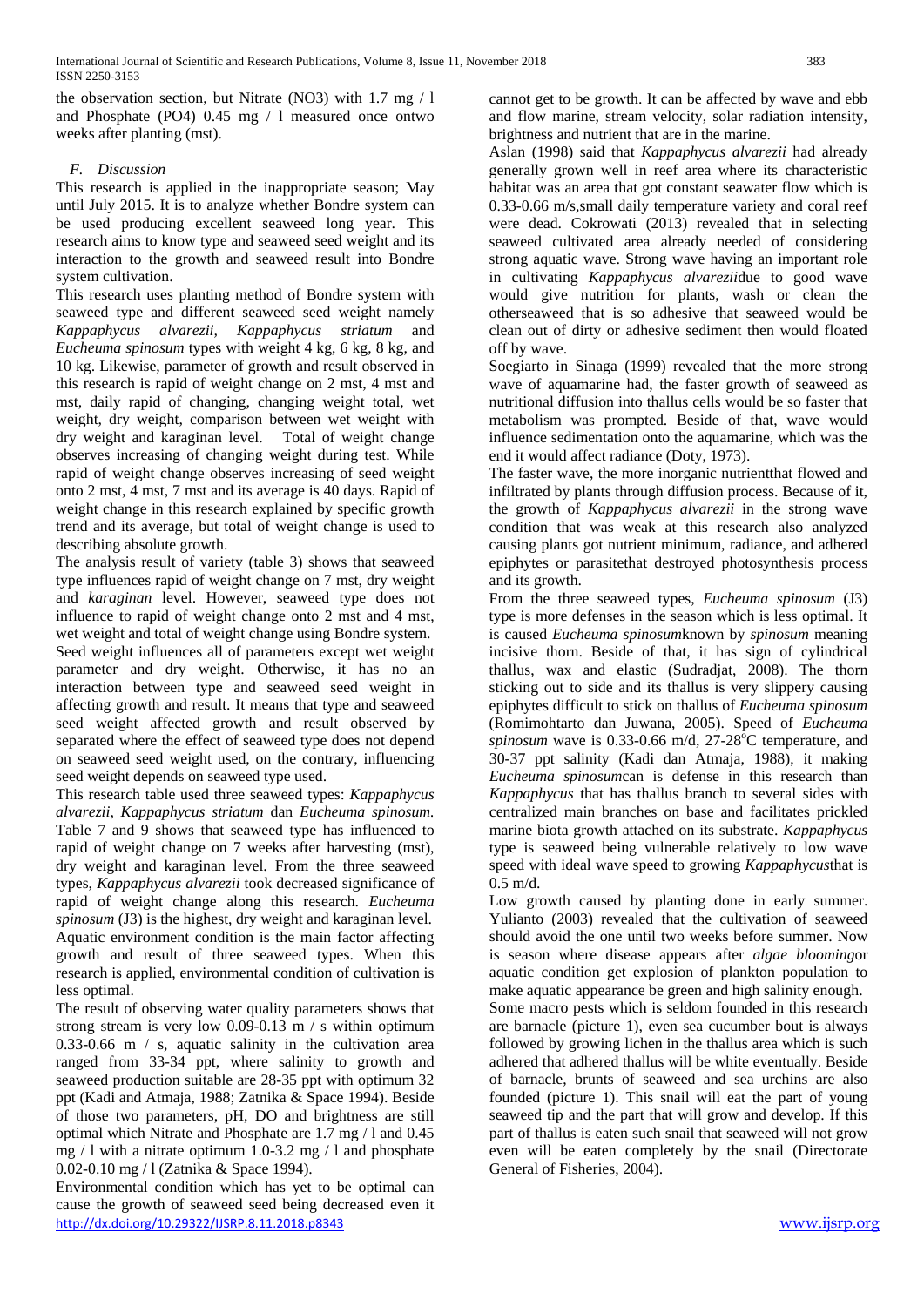the observation section, but Nitrate ($NO_3$) with 1.7 mg / l and Phosphate ($PO_4$) 0.45 mg / l measured once ontwo weeks after planting (mst).

### *F. Discussion*

This research is applied in the inappropriate season; May until July 2015. It is to analyze whether Bondre system can be used producing excellent seaweed long year. This research aims to know type and seaweed seed weight and its interaction to the growth and seaweed result into Bondre system cultivation.

This research uses planting method of Bondre system with seaweed type and different seaweed seed weight namely *Kappaphycus alvarezii, Kappaphycus striatum* and *Eucheuma spinosum* types with weight 4 kg, 6 kg, 8 kg, and 10 kg. Likewise, parameter of growth and result observed in this research is rapid of weight change on 2 mst, 4 mst and mst, daily rapid of changing, changing weight total, wet weight, dry weight, comparison between wet weight with dry weight and karaginan level. Total of weight change observes increasing of changing weight during test. While rapid of weight change observes increasing of seed weight onto 2 mst, 4 mst, 7 mst and its average is 40 days. Rapid of weight change in this research explained by specific growth trend and its average, but total of weight change is used to describing absolute growth.

The analysis result of variety (table 3) shows that seaweed type influences rapid of weight change on 7 mst, dry weight and *karaginan* level. However, seaweed type does not influence to rapid of weight change onto 2 mst and 4 mst, wet weight and total of weight change using Bondre system.

Seed weight influences all of parameters except wet weight parameter and dry weight. Otherwise, it has no an interaction between type and seaweed seed weight in affecting growth and result. It means that type and seaweed seed weight affected growth and result observed by separated where the effect of seaweed type does not depend on seaweed seed weight used, on the contrary, influencing seed weight depends on seaweed type used.

This research table used three seaweed types: *Kappaphycus alvarezii, Kappaphycus striatum* dan *Eucheuma spinosum.* Table 7 and 9 shows that seaweed type has influenced to rapid of weight change on 7 weeks after harvesting (mst), dry weight and karaginan level. From the three seaweed types, *Kappaphycus alvarezii* took decreased significance of rapid of weight change along this research. *Eucheuma spinosum* (J3) is the highest, dry weight and karaginan level.

Aquatic environment condition is the main factor affecting growth and result of three seaweed types. When this research is applied, environmental condition of cultivation is less optimal.

The result of observing water quality parameters shows that strong stream is very low 0.09-0.13 m / s within optimum 0.33-0.66 m / s, aquatic salinity in the cultivation area ranged from 33-34 ppt, where salinity to growth and seaweed production suitable are 28-35 ppt with optimum 32 ppt (Kadi and Atmaja, 1988; Zatnika & Space 1994). Beside of those two parameters, pH, DO and brightness are still optimal which Nitrate and Phosphate are 1.7 mg / l and 0.45 mg / l with a nitrate optimum 1.0-3.2 mg / l and phosphate 0.02-0.10 mg / l (Zatnika & Space 1994).

Environmental condition which has yet to be optimal can cause the growth of seaweed seed being decreased even it cannot get to be growth. It can be affected by wave and ebb and flow marine, stream velocity, solar radiation intensity, brightness and nutrient that are in the marine.

Aslan (1998) said that *Kappaphycus alvarezii* had already generally grown well in reef area where its characteristic habitat was an area that got constant seawater flow which is 0.33-0.66 m/s,small daily temperature variety and coral reef were dead. Cokrowati (2013) revealed that in selecting seaweed cultivated area already needed of considering strong aquatic wave. Strong wave having an important role in cultivating *Kappaphycus alvarezii*due to good wave would give nutrition for plants, wash or clean the otherseaweed that is so adhesive that seaweed would be clean out of dirty or adhesive sediment then would floated off by wave.

Soegiarto in Sinaga (1999) revealed that the more strong wave of aquamarine had, the faster growth of seaweed as nutritional diffusion into thallus cells would be so faster that metabolism was prompted. Beside of that, wave would influence sedimentation onto the aquamarine, which was the end it would affect radiance (Doty, 1973).

The faster wave, the more inorganic nutrientthat flowed and infiltrated by plants through diffusion process. Because of it, the growth of *Kappaphycus alvarezii* in the strong wave condition that was weak at this research also analyzed causing plants got nutrient minimum, radiance, and adhered epiphytes or parasitethat destroyed photosynthesis process and its growth.

From the three seaweed types, *Eucheuma spinosum* (J3) type is more defenses in the season which is less optimal. It is caused *Eucheuma spinosum*known by *spinosum* meaning incisive thorn. Beside of that, it has sign of cylindrical thallus, wax and elastic (Sudradjat, 2008). The thorn sticking out to side and its thallus is very slippery causing epiphytes difficult to stick on thallus of *Eucheuma spinosum* (Romimohtarto dan Juwana, 2005). Speed of *Eucheuma spinosum* wave is 0.33-0.66 m/d, 27-28$^{o}$C temperature, and 30-37 ppt salinity (Kadi dan Atmaja, 1988), it making *Eucheuma spinosum*can is defense in this research than *Kappaphycus* that has thallus branch to several sides with centralized main branches on base and facilitates prickled marine biota growth attached on its substrate. *Kappaphycus* type is seaweed being vulnerable relatively to low wave speed with ideal wave speed to growing *Kappaphycus*that is 0.5 m/d.

Low growth caused by planting done in early summer. Yulianto (2003) revealed that the cultivation of seaweed should avoid the one until two weeks before summer. Now is season where disease appears after *algae blooming*or aquatic condition get explosion of plankton population to make aquatic appearance be green and high salinity enough.

Some macro pests which is seldom founded in this research are barnacle (picture 1), even sea cucumber bout is always followed by growing lichen in the thallus area which is such adhered that adhered thallus will be white eventually. Beside of barnacle, brunts of seaweed and sea urchins are also founded (picture 1). This snail will eat the part of young seaweed tip and the part that will grow and develop. If this part of thallus is eaten such snail that seaweed will not grow even will be eaten completely by the snail (Directorate General of Fisheries, 2004).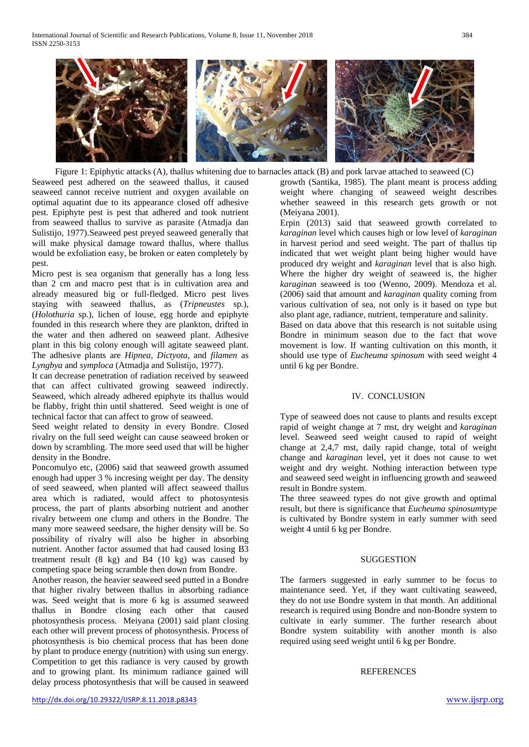Figure 1: Epiphytic attacks (A), thallus whitening due to barnacles attack (B) and pork larvae attached to seaweed (C)

Seaweed pest adhered on the seaweed thallus, it caused seaweed cannot receive nutrient and oxygen available on optimal aquatint due to its appearance closed off adhesive pest. Epiphyte pest is pest that adhered and took nutrient from seaweed thallus to survive as parasite (Atmadja dan Sulistijo, 1977).Seaweed pest preyed seaweed generally that will make physical damage toward thallus, where thallus would be exfoliation easy, be broken or eaten completely by pest.

Micro pest is sea organism that generally has a long less than 2 cm in cultivation area and macro pest that is already measured big or full-fledged. Micro pest lives staying with seaweed thallus, as (*Tripneustes* sp.), (*Holothuria* sp.), lichen of louse, egg horde and epiphyte founded in this research where they are plankton, drifted in the water and then adhered on seaweed plant. Adhesive plant in this big colony enough will agitate seaweed plant. The adhesive plants are *Hipnea, Dictyota,* and *filamen* as *Lyngbya* and *symploca* (Atmadja and Sulistijo, 1977).

It can decrease penetration of radiation received by seaweed that can affect cultivated growing seaweed indirectly. Seaweed, which already adhered epiphyte its thallus would be flabby, fright thin until shattered. Seed weight is one of technical factor that can affect to grow of seaweed.

Seed weight related to density in every Bondre. Closed rivalry on the full seed weight can cause seaweed broken or down by scrambling. The more seed used that will be higher density in the Bondre.

Poncomulyo etc, (2006) said that seaweed growth assumed enough had upper 3 % incresing weight per day. The density of seed seaweed, when planted will affect seaweed thallus area which is radiated, would affect to photosyntesis process, the part of plants absorbing nutrient and another rivalry betweem one clump and others in the Bondre. The many more seaweed seedsare, the higher density will be. So possibility of rivalry will also be higher in absorbing nutrient. Another factor assumed that had caused losing B3 treatment result (8 kg) and B4 (10 kg) was caused by competing space being scramble then down from Bondre.

Another reason, the heavier seaweed seed putted in a Bondre that higher rivalry between thallus in absorbing radiance was. Seed weight that is more 6 kg is assumed seaweed thallus in Bondre closing each other that caused photosynthesis process. Meiyana (2001) said plant closing each other will prevent process of photosynthesis. Process of photosynthesis is bio chemical process that has been done by plant to produce energy (nutrition) with using sun energy. Competition to get this radiance is very caused by growth and to growing plant. Its minimum radiance gained will delay process photosynthesis that will be caused in seaweed growth (Santika, 1985). The plant meant is process adding weight where changing of seaweed weight describes whether seaweed in this research gets growth or not (Meiyana 2001).

Erpin (2013) said that seaweed growth correlated to *karaginan* level which causes high or low level of *karaginan* in harvest period and seed weight. The part of thallus tip indicated that wet weight plant being higher would have produced dry weight and *karaginan* level that is also high. Where the higher dry weight of seaweed is, the higher *karaginan* seaweed is too (Wenno, 2009). Mendoza et al. (2006) said that amount and *karaginan* quality coming from various cultivation of sea, not only is it based on type but also plant age, radiance, nutrient, temperature and salinity.

Based on data above that this research is not suitable using Bondre in minimum season due to the fact that wove movement is low. If wanting cultivation on this month, it should use type of *Eucheuma spinosum* with seed weight 4 until 6 kg per Bondre.

## IV. CONCLUSION

Type of seaweed does not cause to plants and results except rapid of weight change at 7 mst, dry weight and *karaginan* level. Seaweed seed weight caused to rapid of weight change at 2,4,7 mst, daily rapid change, total of weight change and *karaginan* level, yet it does not cause to wet weight and dry weight. Nothing interaction between type and seaweed seed weight in influencing growth and seaweed result in Bondre system.

The three seaweed types do not give growth and optimal result, but there is significance that *Eucheuma spinosum*type is cultivated by Bondre system in early summer with seed weight 4 until 6 kg per Bondre.

## SUGGESTION

The farmers suggested in early summer to be focus to maintenance seed. Yet, if they want cultivating seaweed, they do not use Bondre system in that month. An additional research is required using Bondre and non-Bondre system to cultivate in early summer. The further research about Bondre system suitability with another month is also required using seed weight until 6 kg per Bondre.

## REFERENCES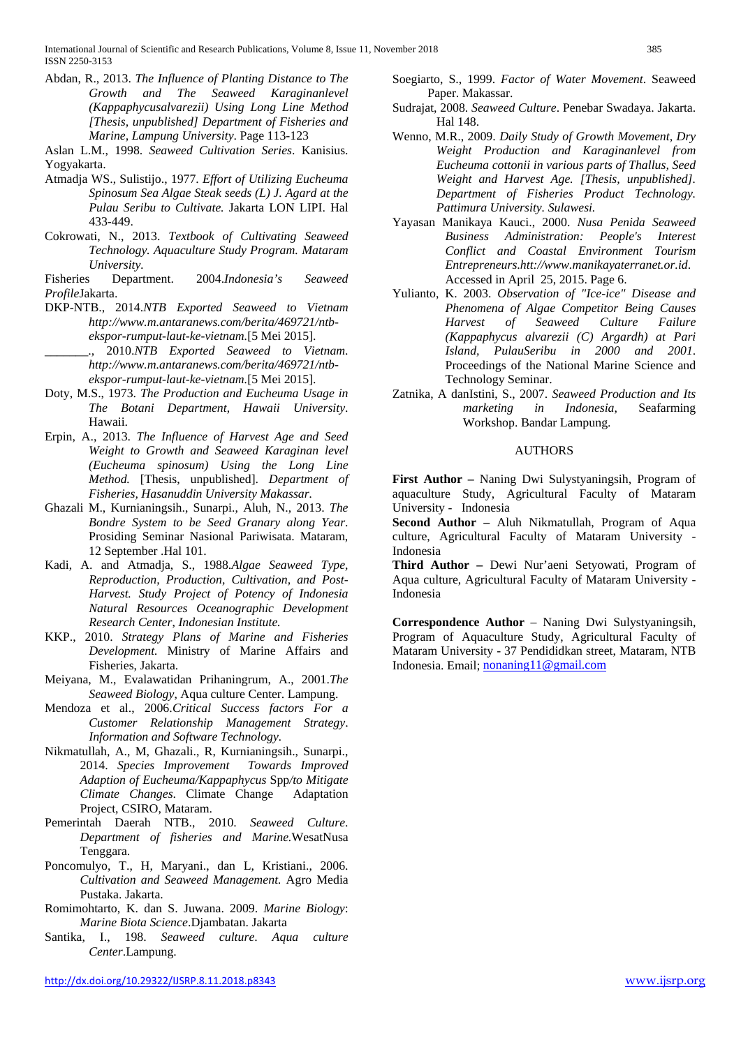Abdan, R., 2013. *The Influence of Planting Distance to The Growth and The Seaweed Karaginanlevel (Kappaphycusalvarezii) Using Long Line Method [Thesis, unpublished] Department of Fisheries and Marine, Lampung University*. Page 113-123

Aslan L.M., 1998. *Seaweed Cultivation Series*. Kanisius. Yogyakarta.

Atmadja WS., Sulistijo., 1977. *Effort of Utilizing Eucheuma Spinosum Sea Algae Steak seeds (L) J. Agard at the Pulau Seribu to Cultivate.* Jakarta LON LIPI. Hal 433-449.

Cokrowati, N., 2013. *Textbook of Cultivating Seaweed Technology. Aquaculture Study Program. Mataram University.*

Fisheries Department. 2004.*Indonesia's Seaweed Profile*Jakarta.

DKP-NTB., 2014.*NTB Exported Seaweed to Vietnam http://www.m.antaranews.com/berita/469721/ntb-ekspor-rumput-laut-ke-vietnam.*[5 Mei 2015].

_______., 2010.*NTB Exported Seaweed to Vietnam. http://www.m.antaranews.com/berita/469721/ntb-ekspor-rumput-laut-ke-vietnam.*[5 Mei 2015].

Doty, M.S., 1973. *The Production and Eucheuma Usage in The Botani Department, Hawaii University*. Hawaii.

Erpin, A., 2013. *The Influence of Harvest Age and Seed Weight to Growth and Seaweed Karaginan level (Eucheuma spinosum) Using the Long Line Method.* [Thesis, unpublished]. *Department of Fisheries, Hasanuddin University Makassar.*

Ghazali M., Kurnianingsih., Sunarpi., Aluh, N., 2013. *The Bondre System to be Seed Granary along Year*. Prosiding Seminar Nasional Pariwisata. Mataram, 12 September .Hal 101.

Kadi, A. and Atmadja, S., 1988.*Algae Seaweed Type, Reproduction, Production, Cultivation, and Post-Harvest. Study Project of Potency of Indonesia Natural Resources Oceanographic Development Research Center, Indonesian Institute.*

KKP., 2010. *Strategy Plans of Marine and Fisheries Development*. Ministry of Marine Affairs and Fisheries, Jakarta.

Meiyana, M., Evalawatidan Prihaningrum, A., 2001.*The Seaweed Biology*, Aqua culture Center. Lampung.

Mendoza et al., 2006.*Critical Success factors For a Customer Relationship Management Strategy*. *Information and Software Technology.*

Nikmatullah, A., M, Ghazali., R, Kurnianingsih., Sunarpi., 2014. *Species Improvement Towards Improved Adaption of Eucheuma/Kappaphycus* Spp*/to Mitigate Climate Changes*. Climate Change Adaptation Project, CSIRO, Mataram.

Pemerintah Daerah NTB., 2010. *Seaweed Culture. Department of fisheries and Marine.*WesatNusa Tenggara.

Poncomulyo, T., H, Maryani., dan L, Kristiani., 2006. *Cultivation and Seaweed Management.* Agro Media Pustaka. Jakarta.

Romimohtarto, K. dan S. Juwana. 2009. *Marine Biology*: *Marine Biota Science*.Djambatan. Jakarta

Santika, I., 198. *Seaweed culture. Aqua culture Center*.Lampung.

Soegiarto, S., 1999. *Factor of Water Movement*. Seaweed Paper. Makassar.

Sudrajat, 2008. *Seaweed Culture*. Penebar Swadaya. Jakarta. Hal 148.

Wenno, M.R., 2009. *Daily Study of Growth Movement, Dry Weight Production and Karaginanlevel from Eucheuma cottonii in various parts of Thallus, Seed Weight and Harvest Age. [Thesis, unpublished]. Department of Fisheries Product Technology. Pattimura University. Sulawesi.*

Yayasan Manikaya Kauci., 2000. *Nusa Penida Seaweed Business Administration: People's Interest Conflict and Coastal Environment Tourism Entrepreneurs.htt://www.manikayaterranet.or.id*. Accessed in April 25, 2015. Page 6.

Yulianto, K. 2003. *Observation of "Ice-ice" Disease and Phenomena of Algae Competitor Being Causes Harvest of Seaweed Culture Failure (Kappaphycus alvarezii (C) Argardh) at Pari Island, PulauSeribu in 2000 and 2001*. Proceedings of the National Marine Science and Technology Seminar.

Zatnika, A danIstini, S., 2007. *Seaweed Production and Its marketing in Indonesia*, Seafarming Workshop. Bandar Lampung.

## AUTHORS

**First Author –** Naning Dwi Sulystyaningsih, Program of aquaculture Study, Agricultural Faculty of Mataram University - Indonesia

**Second Author –** Aluh Nikmatullah, Program of Aqua culture, Agricultural Faculty of Mataram University - Indonesia

**Third Author –** Dewi Nur'aeni Setyowati, Program of Aqua culture, Agricultural Faculty of Mataram University - Indonesia

**Correspondence Author** – Naning Dwi Sulystyaningsih, Program of Aquaculture Study, Agricultural Faculty of Mataram University - 37 Pendididkan street, Mataram, NTB Indonesia. Email; nonaning11@gmail.com